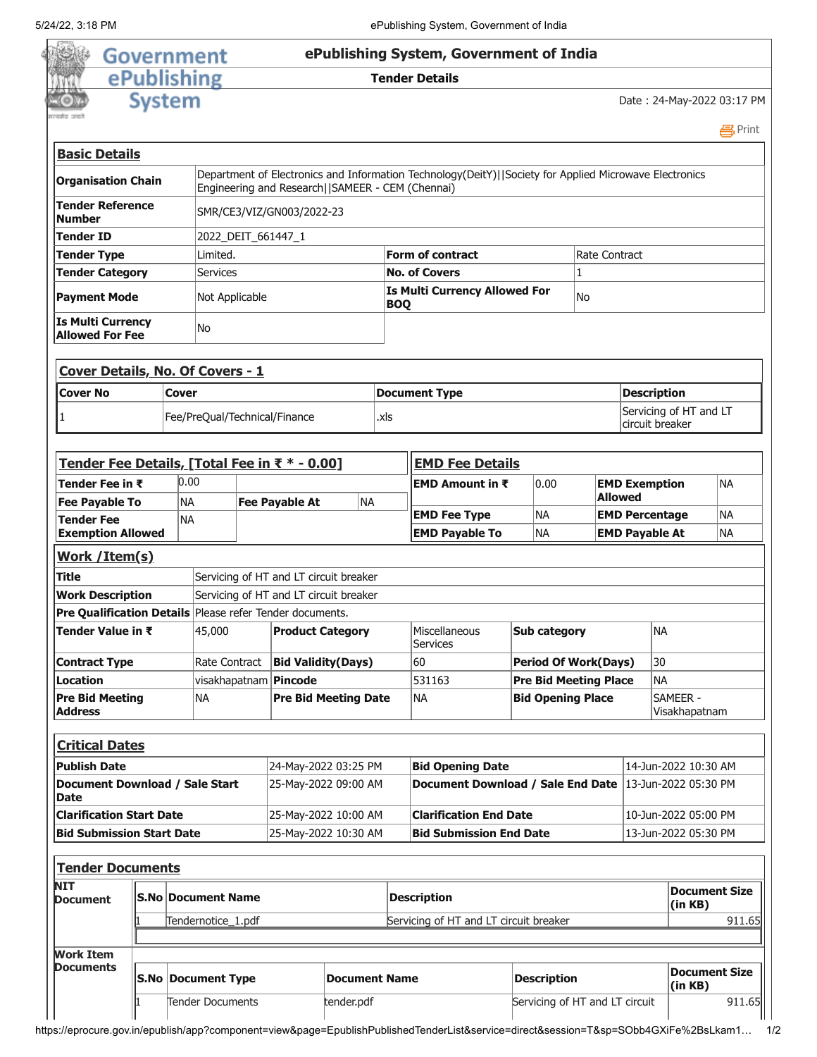# ePublishing System, Government of India

**Tender Details**

Date : 24-May-2022 03:17 PM

## Basic Details

| | | | |
|---|---|---|---|
| **Organisation Chain** | Department of Electronics and Information Technology(DeitY)\|\|Society for Applied Microwave Electronics Engineering and Research\|\|SAMEER - CEM (Chennai) | | |
| **Tender Reference Number** | SMR/CE3/VIZ/GN003/2022-23 | | |
| **Tender ID** | 2022_DEIT_661447_1 | | |
| **Tender Type** | Limited. | **Form of contract** | Rate Contract |
| **Tender Category** | Services | **No. of Covers** | 1 |
| **Payment Mode** | Not Applicable | **Is Multi Currency Allowed For BOQ** | No |
| **Is Multi Currency Allowed For Fee** | No | | |

## Cover Details, No. Of Covers - 1

| Cover No | Cover | Document Type | Description |
|---|---|---|---|
| 1 | Fee/PreQual/Technical/Finance | .xls | Servicing of HT and LT circuit breaker |

## Tender Fee Details, [Total Fee in ₹ * - 0.00]

| | | | |
|---|---|---|---|
| **Tender Fee in ₹** | 0.00 | | |
| **Fee Payable To** | NA | **Fee Payable At** | NA |
| **Tender Fee Exemption Allowed** | NA | | |

## EMD Fee Details

| | | | |
|---|---|---|---|
| **EMD Amount in ₹** | 0.00 | **EMD Exemption Allowed** | NA |
| **EMD Fee Type** | NA | **EMD Percentage** | NA |
| **EMD Payable To** | NA | **EMD Payable At** | NA |

## Work /Item(s)

| | | | | | |
|---|---|---|---|---|---|
| **Title** | Servicing of HT and LT circuit breaker | | | | |
| **Work Description** | Servicing of HT and LT circuit breaker | | | | |
| **Pre Qualification Details** | Please refer Tender documents. | | | | |
| **Tender Value in ₹** | 45,000 | **Product Category** | Miscellaneous Services | **Sub category** | NA |
| **Contract Type** | Rate Contract | **Bid Validity(Days)** | 60 | **Period Of Work(Days)** | 30 |
| **Location** | visakhapatnam | **Pincode** | 531163 | **Pre Bid Meeting Place** | NA |
| **Pre Bid Meeting Address** | NA | **Pre Bid Meeting Date** | NA | **Bid Opening Place** | SAMEER - Visakhapatnam |

## Critical Dates

| | | | |
|---|---|---|---|
| **Publish Date** | 24-May-2022 03:25 PM | **Bid Opening Date** | 14-Jun-2022 10:30 AM |
| **Document Download / Sale Start Date** | 25-May-2022 09:00 AM | **Document Download / Sale End Date** | 13-Jun-2022 05:30 PM |
| **Clarification Start Date** | 25-May-2022 10:00 AM | **Clarification End Date** | 10-Jun-2022 05:00 PM |
| **Bid Submission Start Date** | 25-May-2022 10:30 AM | **Bid Submission End Date** | 13-Jun-2022 05:30 PM |

## Tender Documents

**NIT Document**

| S.No | Document Name | Description | Document Size (in KB) |
|---|---|---|---|
| 1 | Tendernotice_1.pdf | Servicing of HT and LT circuit breaker | 911.65 |

**Work Item Documents**

| S.No | Document Type | Document Name | Description | Document Size (in KB) |
|---|---|---|---|---|
| 1 | Tender Documents | tender.pdf | Servicing of HT and LT circuit | 911.65 |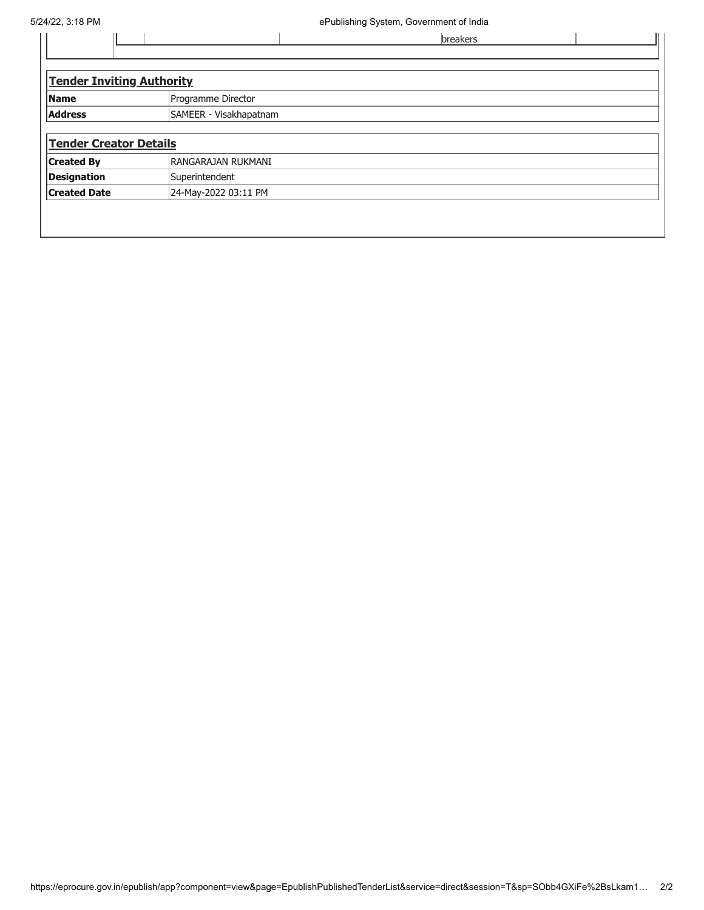| | | | | |
|---|---|---|---|---|
| | | | breakers | |

## Tender Inviting Authority

| | |
|---|---|
| **Name** | Programme Director |
| **Address** | SAMEER - Visakhapatnam |

## Tender Creator Details

| | |
|---|---|
| **Created By** | RANGARAJAN RUKMANI |
| **Designation** | Superintendent |
| **Created Date** | 24-May-2022 03:11 PM |